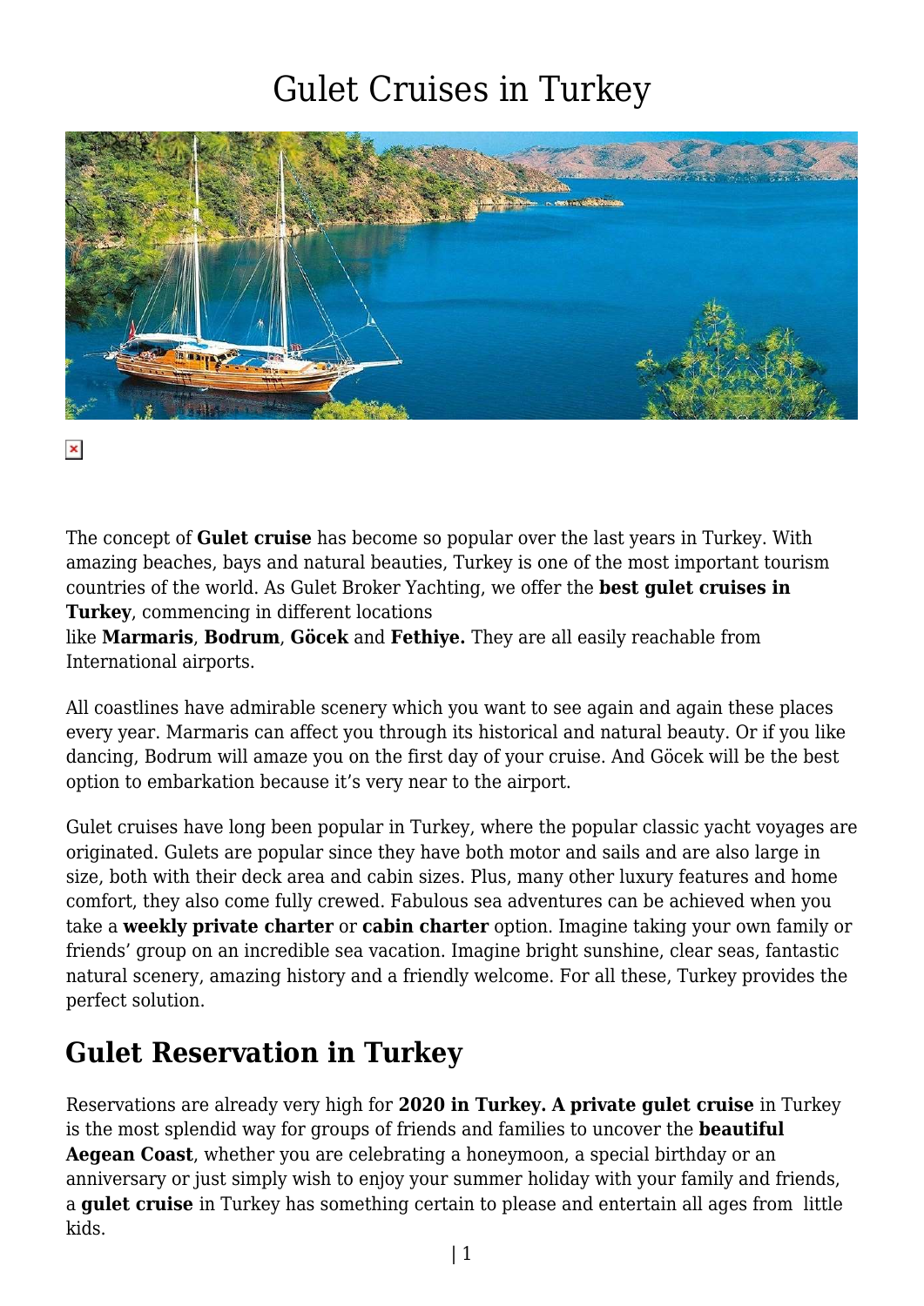# Gulet Cruises in Turkey

The concept of **Gulet cruise** has become so popular over the last years in Turkey. With amazing beaches, bays and natural beauties, Turkey is one of the most important tourism countries of the world. As Gulet Broker Yachting, we offer the **best gulet cruises in Turkey**, commencing in different locations like **Marmaris**, **Bodrum**, **Göcek** and **Fethiye.** They are all easily reachable from International airports.

All coastlines have admirable scenery which you want to see again and again these places every year. Marmaris can affect you through its historical and natural beauty. Or if you like dancing, Bodrum will amaze you on the first day of your cruise. And Göcek will be the best option to embarkation because it's very near to the airport.

Gulet cruises have long been popular in Turkey, where the popular classic yacht voyages are originated. Gulets are popular since they have both motor and sails and are also large in size, both with their deck area and cabin sizes. Plus, many other luxury features and home comfort, they also come fully crewed. Fabulous sea adventures can be achieved when you take a **weekly private charter** or **cabin charter** option. Imagine taking your own family or friends' group on an incredible sea vacation. Imagine bright sunshine, clear seas, fantastic natural scenery, amazing history and a friendly welcome. For all these, Turkey provides the perfect solution.

## Gulet Reservation in Turkey

Reservations are already very high for **2020 in Turkey. A private gulet cruise** in Turkey is the most splendid way for groups of friends and families to uncover the **beautiful Aegean Coast**, whether you are celebrating a honeymoon, a special birthday or an anniversary or just simply wish to enjoy your summer holiday with your family and friends, a **gulet cruise** in Turkey has something certain to please and entertain all ages from little kids.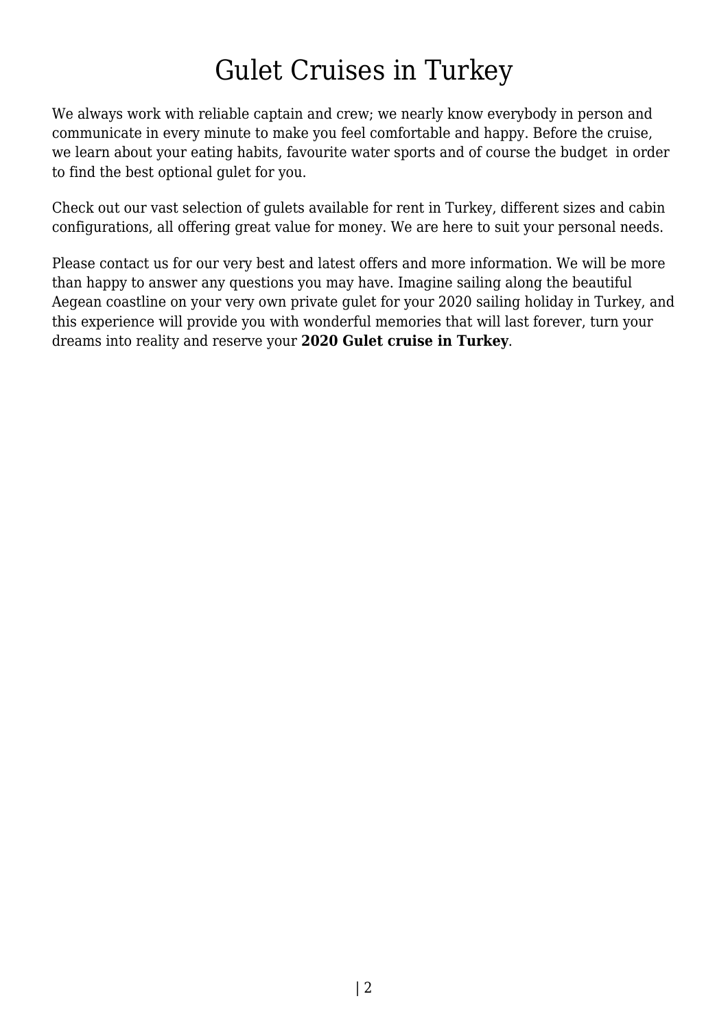# Gulet Cruises in Turkey

We always work with reliable captain and crew; we nearly know everybody in person and communicate in every minute to make you feel comfortable and happy. Before the cruise, we learn about your eating habits, favourite water sports and of course the budget in order to find the best optional gulet for you.

Check out our vast selection of gulets available for rent in Turkey, different sizes and cabin configurations, all offering great value for money. We are here to suit your personal needs.

Please contact us for our very best and latest offers and more information. We will be more than happy to answer any questions you may have. Imagine sailing along the beautiful Aegean coastline on your very own private gulet for your 2020 sailing holiday in Turkey, and this experience will provide you with wonderful memories that will last forever, turn your dreams into reality and reserve your **2020 Gulet cruise in Turkey**.